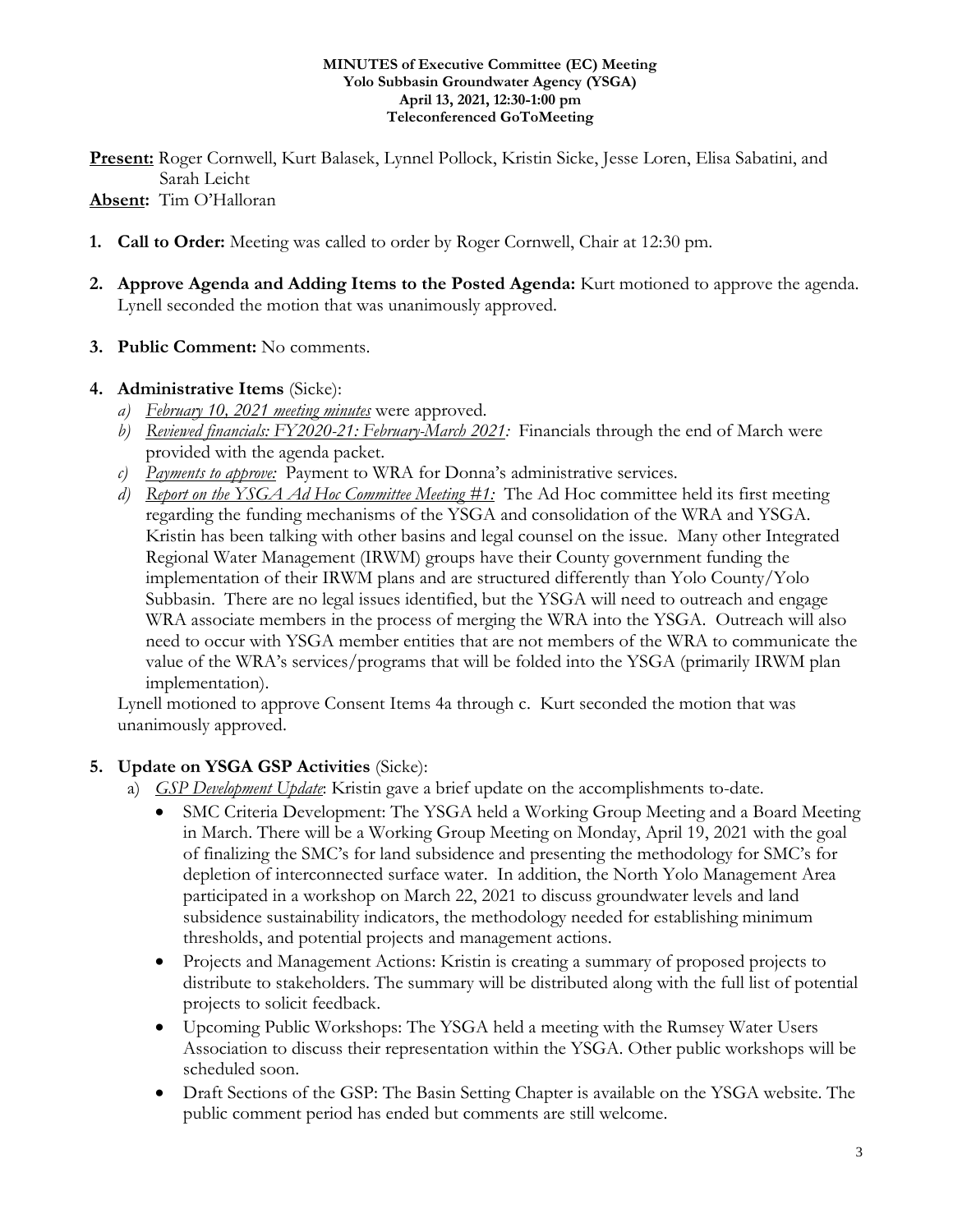**MINUTES of Executive Committee (EC) Meeting**
**Yolo Subbasin Groundwater Agency (YSGA)**
**April 13, 2021, 12:30-1:00 pm**
**Teleconferenced GoToMeeting**

**Present:** Roger Cornwell, Kurt Balasek, Lynnel Pollock, Kristin Sicke, Jesse Loren, Elisa Sabatini, and Sarah Leicht

**Absent:** Tim O'Halloran

1. **Call to Order:** Meeting was called to order by Roger Cornwell, Chair at 12:30 pm.

2. **Approve Agenda and Adding Items to the Posted Agenda:** Kurt motioned to approve the agenda. Lynell seconded the motion that was unanimously approved.

3. **Public Comment:** No comments.

4. **Administrative Items** (Sicke):
   a) *February 10, 2021 meeting minutes* were approved.
   b) *Reviewed financials: FY2020-21: February-March 2021:* Financials through the end of March were provided with the agenda packet.
   c) *Payments to approve:* Payment to WRA for Donna's administrative services.
   d) *Report on the YSGA Ad Hoc Committee Meeting #1:* The Ad Hoc committee held its first meeting regarding the funding mechanisms of the YSGA and consolidation of the WRA and YSGA. Kristin has been talking with other basins and legal counsel on the issue. Many other Integrated Regional Water Management (IRWM) groups have their County government funding the implementation of their IRWM plans and are structured differently than Yolo County/Yolo Subbasin. There are no legal issues identified, but the YSGA will need to outreach and engage WRA associate members in the process of merging the WRA into the YSGA. Outreach will also need to occur with YSGA member entities that are not members of the WRA to communicate the value of the WRA's services/programs that will be folded into the YSGA (primarily IRWM plan implementation).

   Lynell motioned to approve Consent Items 4a through c. Kurt seconded the motion that was unanimously approved.

5. **Update on YSGA GSP Activities** (Sicke):
   a) *GSP Development Update*: Kristin gave a brief update on the accomplishments to-date.
      - SMC Criteria Development: The YSGA held a Working Group Meeting and a Board Meeting in March. There will be a Working Group Meeting on Monday, April 19, 2021 with the goal of finalizing the SMC's for land subsidence and presenting the methodology for SMC's for depletion of interconnected surface water. In addition, the North Yolo Management Area participated in a workshop on March 22, 2021 to discuss groundwater levels and land subsidence sustainability indicators, the methodology needed for establishing minimum thresholds, and potential projects and management actions.
      - Projects and Management Actions: Kristin is creating a summary of proposed projects to distribute to stakeholders. The summary will be distributed along with the full list of potential projects to solicit feedback.
      - Upcoming Public Workshops: The YSGA held a meeting with the Rumsey Water Users Association to discuss their representation within the YSGA. Other public workshops will be scheduled soon.
      - Draft Sections of the GSP: The Basin Setting Chapter is available on the YSGA website. The public comment period has ended but comments are still welcome.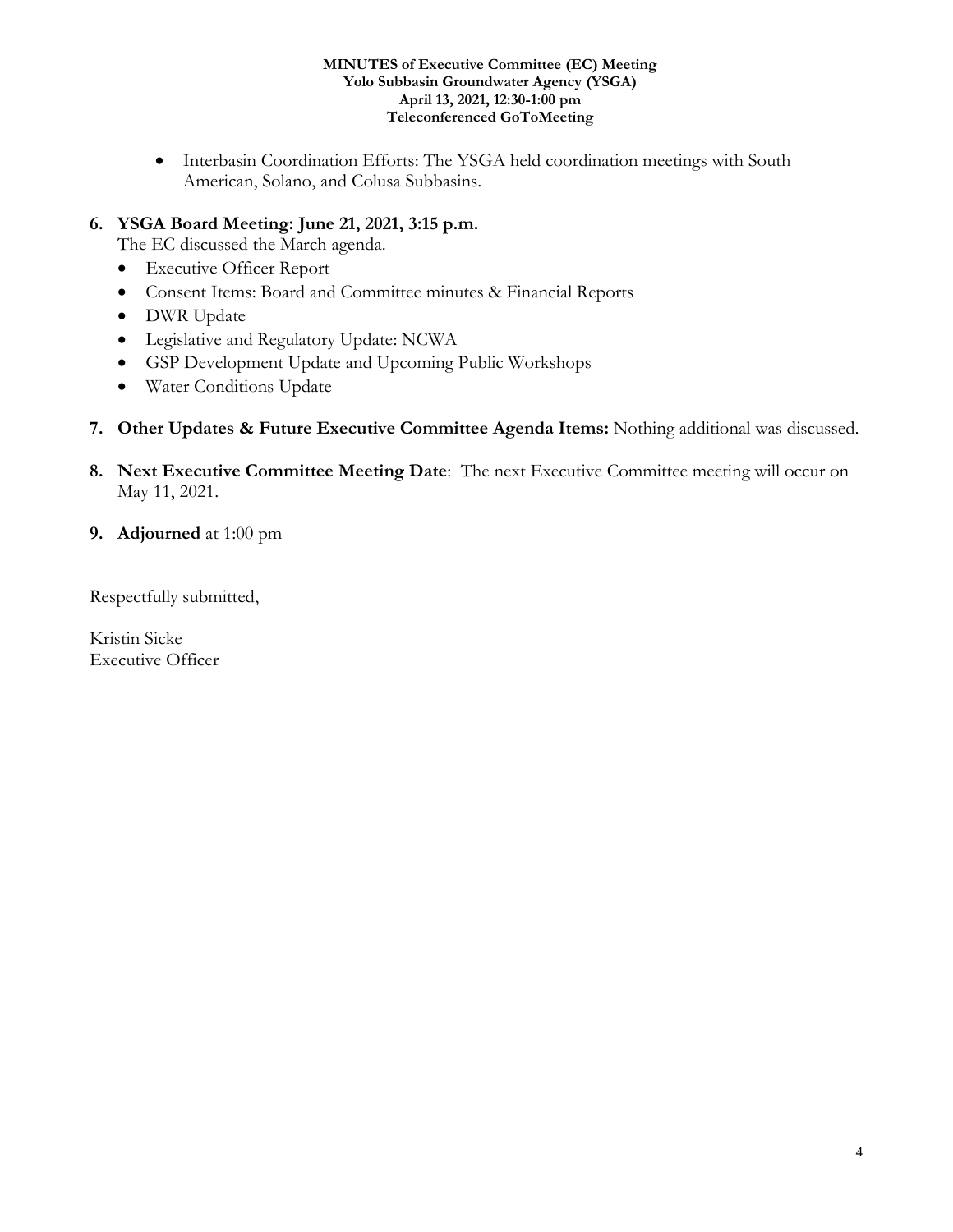- Interbasin Coordination Efforts: The YSGA held coordination meetings with South American, Solano, and Colusa Subbasins.

6. **YSGA Board Meeting: June 21, 2021, 3:15 p.m.**
   The EC discussed the March agenda.
   - Executive Officer Report
   - Consent Items: Board and Committee minutes & Financial Reports
   - DWR Update
   - Legislative and Regulatory Update: NCWA
   - GSP Development Update and Upcoming Public Workshops
   - Water Conditions Update

7. **Other Updates & Future Executive Committee Agenda Items:** Nothing additional was discussed.

8. **Next Executive Committee Meeting Date**: The next Executive Committee meeting will occur on May 11, 2021.

9. **Adjourned** at 1:00 pm

Respectfully submitted,

Kristin Sicke
Executive Officer